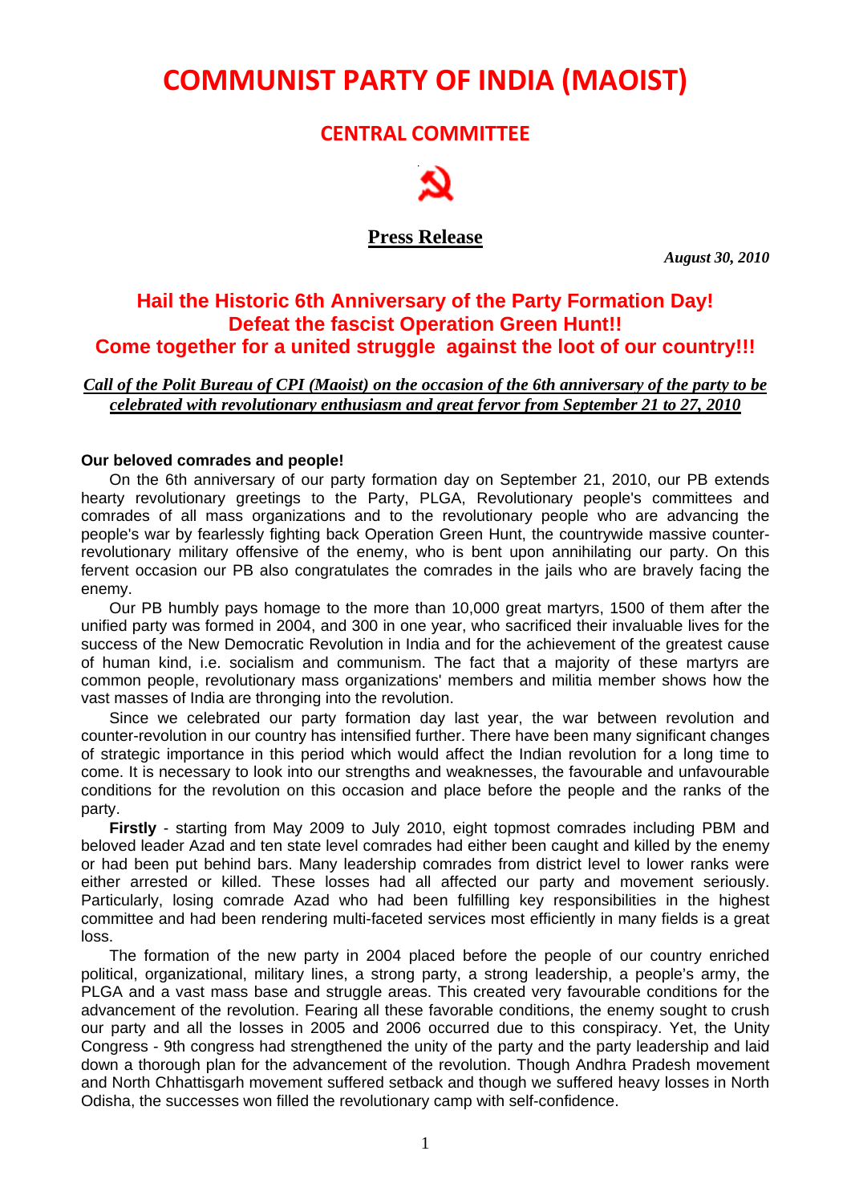# COMMUNIST PARTY OF INDIA (MAOIST)

## CENTRAL COMMITTEE

**Press Release**

***August 30, 2010***

## Hail the Historic 6th Anniversary of the Party Formation Day!
## Defeat the fascist Operation Green Hunt!!
## Come together for a united struggle against the loot of our country!!!

***Call of the Polit Bureau of CPI (Maoist) on the occasion of the 6th anniversary of the party to be celebrated with revolutionary enthusiasm and great fervor from September 21 to 27, 2010***

**Our beloved comrades and people!**

On the 6th anniversary of our party formation day on September 21, 2010, our PB extends hearty revolutionary greetings to the Party, PLGA, Revolutionary people's committees and comrades of all mass organizations and to the revolutionary people who are advancing the people's war by fearlessly fighting back Operation Green Hunt, the countrywide massive counter-revolutionary military offensive of the enemy, who is bent upon annihilating our party. On this fervent occasion our PB also congratulates the comrades in the jails who are bravely facing the enemy.

Our PB humbly pays homage to the more than 10,000 great martyrs, 1500 of them after the unified party was formed in 2004, and 300 in one year, who sacrificed their invaluable lives for the success of the New Democratic Revolution in India and for the achievement of the greatest cause of human kind, i.e. socialism and communism. The fact that a majority of these martyrs are common people, revolutionary mass organizations' members and militia member shows how the vast masses of India are thronging into the revolution.

Since we celebrated our party formation day last year, the war between revolution and counter-revolution in our country has intensified further. There have been many significant changes of strategic importance in this period which would affect the Indian revolution for a long time to come. It is necessary to look into our strengths and weaknesses, the favourable and unfavourable conditions for the revolution on this occasion and place before the people and the ranks of the party.

**Firstly** - starting from May 2009 to July 2010, eight topmost comrades including PBM and beloved leader Azad and ten state level comrades had either been caught and killed by the enemy or had been put behind bars. Many leadership comrades from district level to lower ranks were either arrested or killed. These losses had all affected our party and movement seriously. Particularly, losing comrade Azad who had been fulfilling key responsibilities in the highest committee and had been rendering multi-faceted services most efficiently in many fields is a great loss.

The formation of the new party in 2004 placed before the people of our country enriched political, organizational, military lines, a strong party, a strong leadership, a people's army, the PLGA and a vast mass base and struggle areas. This created very favourable conditions for the advancement of the revolution. Fearing all these favorable conditions, the enemy sought to crush our party and all the losses in 2005 and 2006 occurred due to this conspiracy. Yet, the Unity Congress - 9th congress had strengthened the unity of the party and the party leadership and laid down a thorough plan for the advancement of the revolution. Though Andhra Pradesh movement and North Chhattisgarh movement suffered setback and though we suffered heavy losses in North Odisha, the successes won filled the revolutionary camp with self-confidence.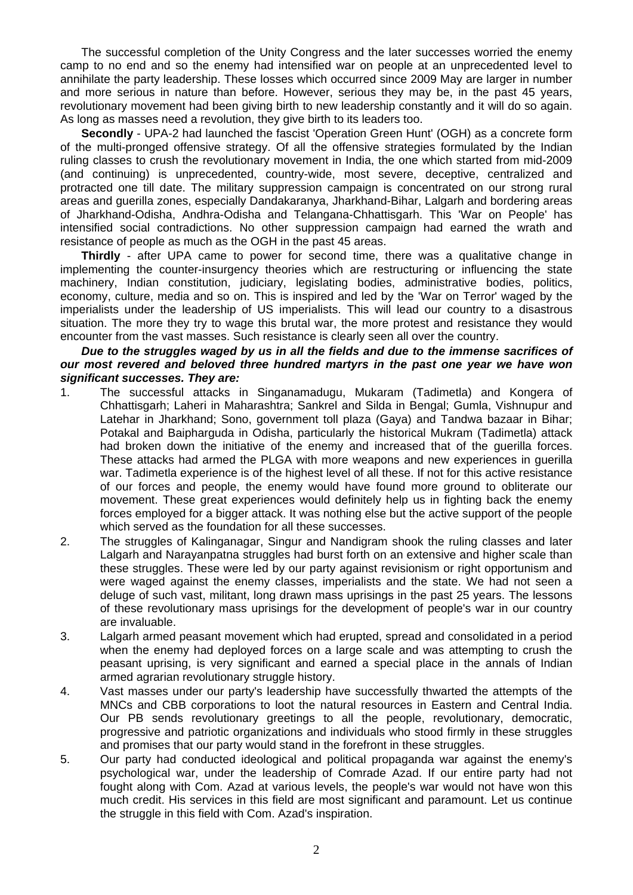The successful completion of the Unity Congress and the later successes worried the enemy camp to no end and so the enemy had intensified war on people at an unprecedented level to annihilate the party leadership. These losses which occurred since 2009 May are larger in number and more serious in nature than before. However, serious they may be, in the past 45 years, revolutionary movement had been giving birth to new leadership constantly and it will do so again. As long as masses need a revolution, they give birth to its leaders too.

**Secondly** - UPA-2 had launched the fascist 'Operation Green Hunt' (OGH) as a concrete form of the multi-pronged offensive strategy. Of all the offensive strategies formulated by the Indian ruling classes to crush the revolutionary movement in India, the one which started from mid-2009 (and continuing) is unprecedented, country-wide, most severe, deceptive, centralized and protracted one till date. The military suppression campaign is concentrated on our strong rural areas and guerilla zones, especially Dandakaranya, Jharkhand-Bihar, Lalgarh and bordering areas of Jharkhand-Odisha, Andhra-Odisha and Telangana-Chhattisgarh. This 'War on People' has intensified social contradictions. No other suppression campaign had earned the wrath and resistance of people as much as the OGH in the past 45 areas.

**Thirdly** - after UPA came to power for second time, there was a qualitative change in implementing the counter-insurgency theories which are restructuring or influencing the state machinery, Indian constitution, judiciary, legislating bodies, administrative bodies, politics, economy, culture, media and so on. This is inspired and led by the 'War on Terror' waged by the imperialists under the leadership of US imperialists. This will lead our country to a disastrous situation. The more they try to wage this brutal war, the more protest and resistance they would encounter from the vast masses. Such resistance is clearly seen all over the country.

***Due to the struggles waged by us in all the fields and due to the immense sacrifices of our most revered and beloved three hundred martyrs in the past one year we have won significant successes. They are:***

1. The successful attacks in Singanamadugu, Mukaram (Tadimetla) and Kongera of Chhattisgarh; Laheri in Maharashtra; Sankrel and Silda in Bengal; Gumla, Vishnupur and Latehar in Jharkhand; Sono, government toll plaza (Gaya) and Tandwa bazaar in Bihar; Potakal and Baipharguda in Odisha, particularly the historical Mukram (Tadimetla) attack had broken down the initiative of the enemy and increased that of the guerilla forces. These attacks had armed the PLGA with more weapons and new experiences in guerilla war. Tadimetla experience is of the highest level of all these. If not for this active resistance of our forces and people, the enemy would have found more ground to obliterate our movement. These great experiences would definitely help us in fighting back the enemy forces employed for a bigger attack. It was nothing else but the active support of the people which served as the foundation for all these successes.
2. The struggles of Kalinganagar, Singur and Nandigram shook the ruling classes and later Lalgarh and Narayanpatna struggles had burst forth on an extensive and higher scale than these struggles. These were led by our party against revisionism or right opportunism and were waged against the enemy classes, imperialists and the state. We had not seen a deluge of such vast, militant, long drawn mass uprisings in the past 25 years. The lessons of these revolutionary mass uprisings for the development of people's war in our country are invaluable.
3. Lalgarh armed peasant movement which had erupted, spread and consolidated in a period when the enemy had deployed forces on a large scale and was attempting to crush the peasant uprising, is very significant and earned a special place in the annals of Indian armed agrarian revolutionary struggle history.
4. Vast masses under our party's leadership have successfully thwarted the attempts of the MNCs and CBB corporations to loot the natural resources in Eastern and Central India. Our PB sends revolutionary greetings to all the people, revolutionary, democratic, progressive and patriotic organizations and individuals who stood firmly in these struggles and promises that our party would stand in the forefront in these struggles.
5. Our party had conducted ideological and political propaganda war against the enemy's psychological war, under the leadership of Comrade Azad. If our entire party had not fought along with Com. Azad at various levels, the people's war would not have won this much credit. His services in this field are most significant and paramount. Let us continue the struggle in this field with Com. Azad's inspiration.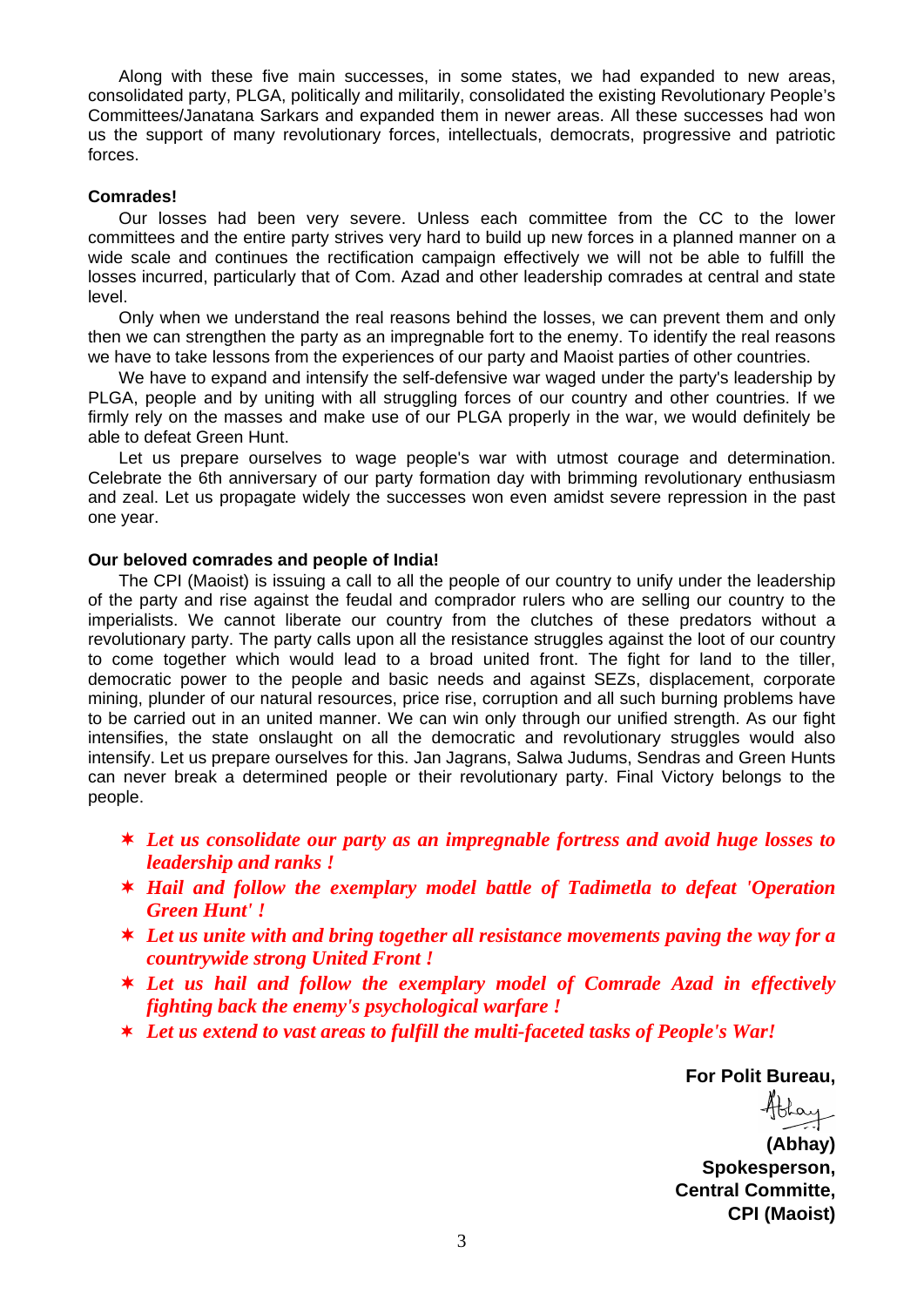Along with these five main successes, in some states, we had expanded to new areas, consolidated party, PLGA, politically and militarily, consolidated the existing Revolutionary People's Committees/Janatana Sarkars and expanded them in newer areas. All these successes had won us the support of many revolutionary forces, intellectuals, democrats, progressive and patriotic forces.

**Comrades!**

Our losses had been very severe. Unless each committee from the CC to the lower committees and the entire party strives very hard to build up new forces in a planned manner on a wide scale and continues the rectification campaign effectively we will not be able to fulfill the losses incurred, particularly that of Com. Azad and other leadership comrades at central and state level.

Only when we understand the real reasons behind the losses, we can prevent them and only then we can strengthen the party as an impregnable fort to the enemy. To identify the real reasons we have to take lessons from the experiences of our party and Maoist parties of other countries.

We have to expand and intensify the self-defensive war waged under the party's leadership by PLGA, people and by uniting with all struggling forces of our country and other countries. If we firmly rely on the masses and make use of our PLGA properly in the war, we would definitely be able to defeat Green Hunt.

Let us prepare ourselves to wage people's war with utmost courage and determination. Celebrate the 6th anniversary of our party formation day with brimming revolutionary enthusiasm and zeal. Let us propagate widely the successes won even amidst severe repression in the past one year.

**Our beloved comrades and people of India!**

The CPI (Maoist) is issuing a call to all the people of our country to unify under the leadership of the party and rise against the feudal and comprador rulers who are selling our country to the imperialists. We cannot liberate our country from the clutches of these predators without a revolutionary party. The party calls upon all the resistance struggles against the loot of our country to come together which would lead to a broad united front. The fight for land to the tiller, democratic power to the people and basic needs and against SEZs, displacement, corporate mining, plunder of our natural resources, price rise, corruption and all such burning problems have to be carried out in an united manner. We can win only through our unified strength. As our fight intensifies, the state onslaught on all the democratic and revolutionary struggles would also intensify. Let us prepare ourselves for this. Jan Jagrans, Salwa Judums, Sendras and Green Hunts can never break a determined people or their revolutionary party. Final Victory belongs to the people.

- ***Let us consolidate our party as an impregnable fortress and avoid huge losses to leadership and ranks !***
- ***Hail and follow the exemplary model battle of Tadimetla to defeat 'Operation Green Hunt' !***
- ***Let us unite with and bring together all resistance movements paving the way for a countrywide strong United Front !***
- ***Let us hail and follow the exemplary model of Comrade Azad in effectively fighting back the enemy's psychological warfare !***
- ***Let us extend to vast areas to fulfill the multi-faceted tasks of People's War!***

**For Polit Bureau,**

Abhay

**(Abhay)**
**Spokesperson,**
**Central Committe,**
**CPI (Maoist)**